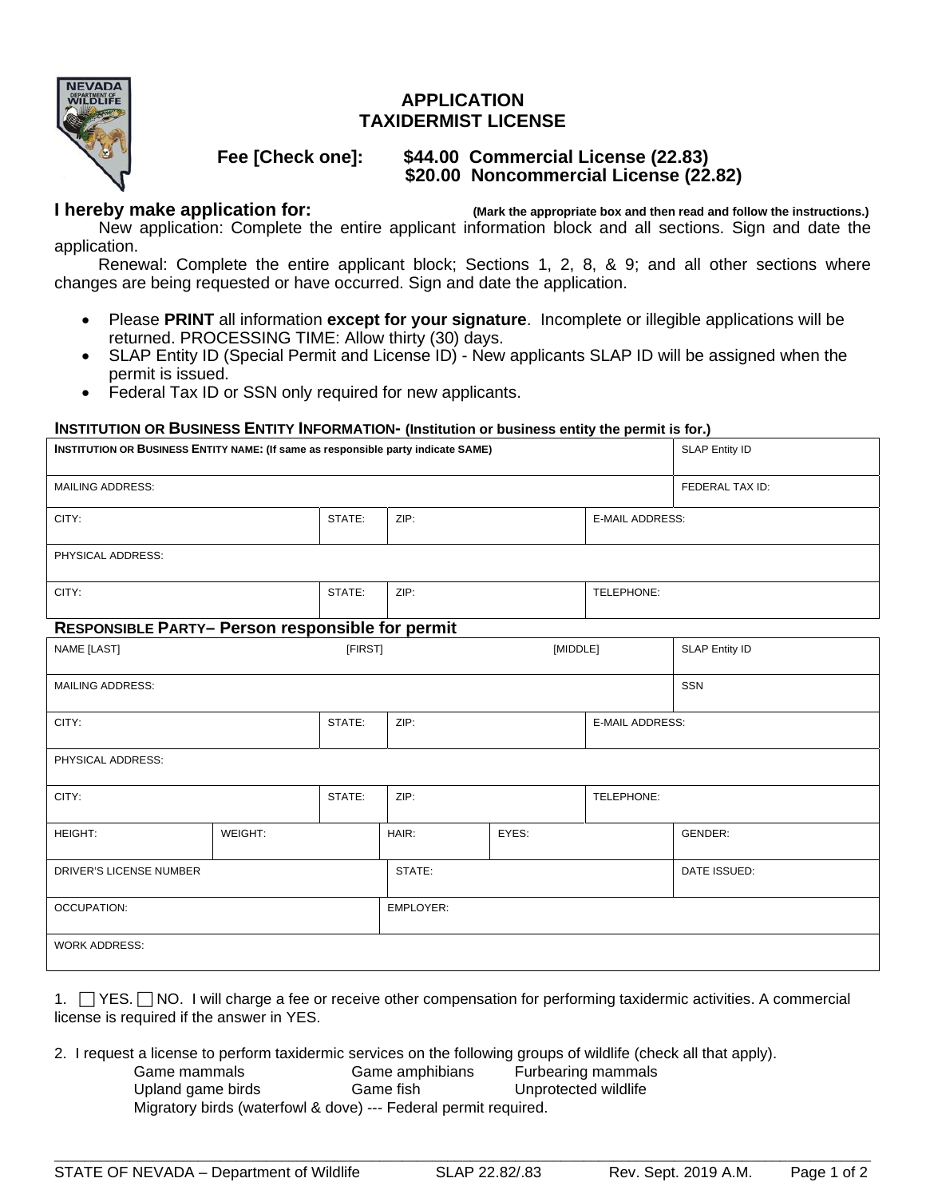# APPLICATION
# TAXIDERMIST LICENSE

**Fee [Check one]:** **$44.00 Commercial License (22.83)**
**$20.00 Noncommercial License (22.82)**

**I hereby make application for:** **(Mark the appropriate box and then read and follow the instructions.)**

New application: Complete the entire applicant information block and all sections. Sign and date the application.

Renewal: Complete the entire applicant block; Sections 1, 2, 8, & 9; and all other sections where changes are being requested or have occurred. Sign and date the application.

- Please **PRINT** all information **except for your signature**. Incomplete or illegible applications will be returned. PROCESSING TIME: Allow thirty (30) days.
- SLAP Entity ID (Special Permit and License ID) - New applicants SLAP ID will be assigned when the permit is issued.
- Federal Tax ID or SSN only required for new applicants.

**INSTITUTION OR BUSINESS ENTITY INFORMATION- (Institution or business entity the permit is for.)**

| INSTITUTION OR BUSINESS ENTITY NAME: (If same as responsible party indicate SAME) | | | | SLAP Entity ID |
|---|---|---|---|---|
| MAILING ADDRESS: | | | | FEDERAL TAX ID: |
| CITY: | STATE: | ZIP: | E-MAIL ADDRESS: | |
| PHYSICAL ADDRESS: | | | | |
| CITY: | STATE: | ZIP: | TELEPHONE: | |

**RESPONSIBLE PARTY– Person responsible for permit**

| NAME [LAST] | | [FIRST] | | [MIDDLE] | SLAP Entity ID |
|---|---|---|---|---|---|
| MAILING ADDRESS: | | | | | SSN |
| CITY: | STATE: | ZIP: | | E-MAIL ADDRESS: | |
| PHYSICAL ADDRESS: | | | | | |
| CITY: | STATE: | ZIP: | | TELEPHONE: | |
| HEIGHT: | WEIGHT: | HAIR: | EYES: | | GENDER: |
| DRIVER'S LICENSE NUMBER | | STATE: | | | DATE ISSUED: |
| OCCUPATION: | | EMPLOYER: | | | |
| WORK ADDRESS: | | | | | |

1. ☐ YES. ☐ NO. I will charge a fee or receive other compensation for performing taxidermic activities. A commercial license is required if the answer in YES.

2. I request a license to perform taxidermic services on the following groups of wildlife (check all that apply).

   Game mammals &nbsp;&nbsp; Game amphibians &nbsp;&nbsp; Furbearing mammals
   Upland game birds &nbsp;&nbsp; Game fish &nbsp;&nbsp; Unprotected wildlife
   Migratory birds (waterfowl & dove) --- Federal permit required.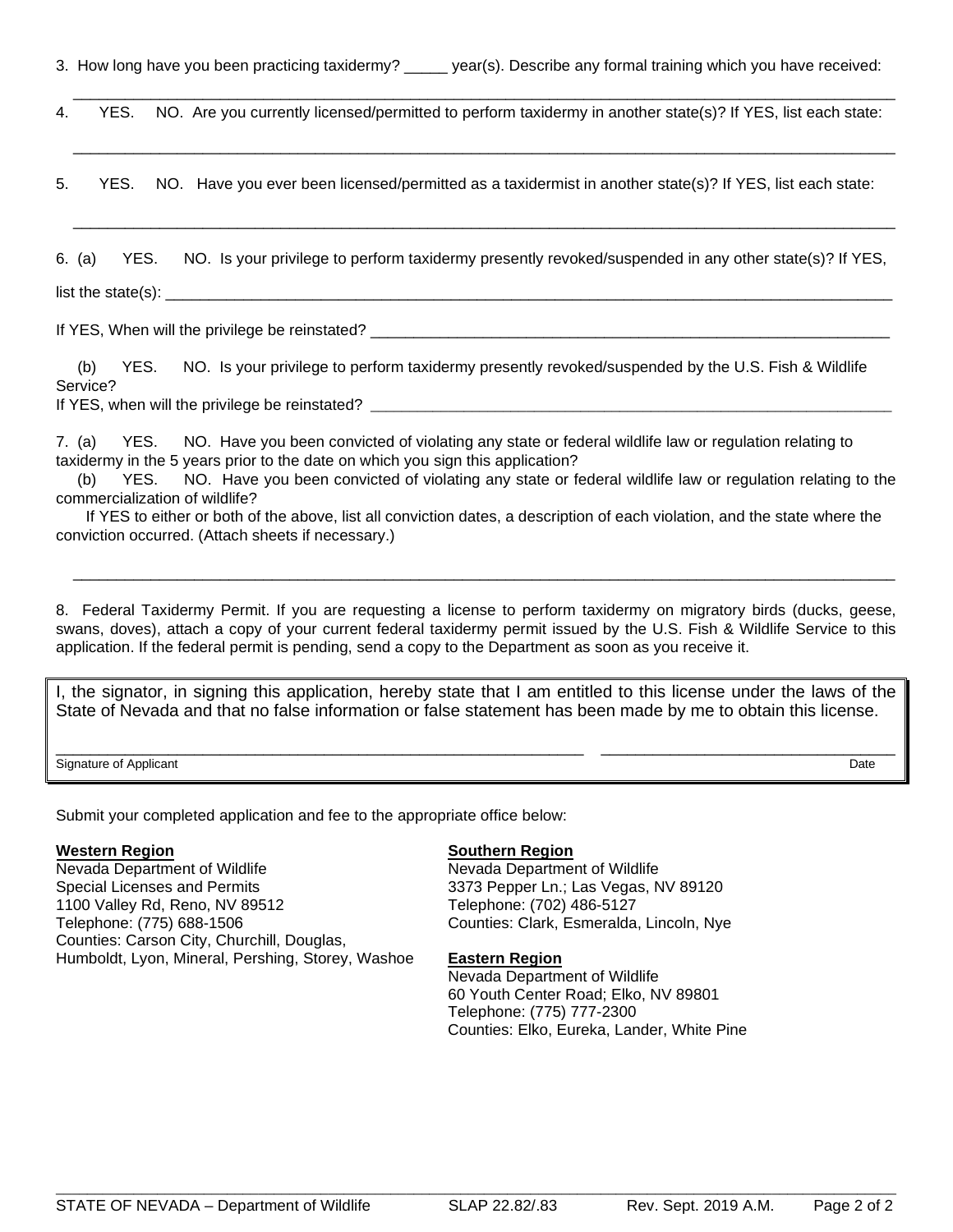3. How long have you been practicing taxidermy? _____ year(s). Describe any formal training which you have received:

_______________________________________________________________________________________________

4. YES. NO. Are you currently licensed/permitted to perform taxidermy in another state(s)? If YES, list each state:

_______________________________________________________________________________________________

5. YES. NO. Have you ever been licensed/permitted as a taxidermist in another state(s)? If YES, list each state:

_______________________________________________________________________________________________

6. (a) YES. NO. Is your privilege to perform taxidermy presently revoked/suspended in any other state(s)? If YES,

list the state(s): _______________________________________________________________________________

If YES, When will the privilege be reinstated? ___________________________________________________________

(b) YES. NO. Is your privilege to perform taxidermy presently revoked/suspended by the U.S. Fish & Wildlife Service?
If YES, when will the privilege be reinstated? ___________________________________________________________

7. (a) YES. NO. Have you been convicted of violating any state or federal wildlife law or regulation relating to taxidermy in the 5 years prior to the date on which you sign this application?
(b) YES. NO. Have you been convicted of violating any state or federal wildlife law or regulation relating to the commercialization of wildlife?
If YES to either or both of the above, list all conviction dates, a description of each violation, and the state where the conviction occurred. (Attach sheets if necessary.)

_______________________________________________________________________________________________

8. Federal Taxidermy Permit. If you are requesting a license to perform taxidermy on migratory birds (ducks, geese, swans, doves), attach a copy of your current federal taxidermy permit issued by the U.S. Fish & Wildlife Service to this application. If the federal permit is pending, send a copy to the Department as soon as you receive it.

I, the signator, in signing this application, hereby state that I am entitled to this license under the laws of the State of Nevada and that no false information or false statement has been made by me to obtain this license.

_______________________________________________ ______________________________
Signature of Applicant Date

Submit your completed application and fee to the appropriate office below:

**Western Region**
Nevada Department of Wildlife
Special Licenses and Permits
1100 Valley Rd, Reno, NV 89512
Telephone: (775) 688-1506
Counties: Carson City, Churchill, Douglas, Humboldt, Lyon, Mineral, Pershing, Storey, Washoe

**Southern Region**
Nevada Department of Wildlife
3373 Pepper Ln.; Las Vegas, NV 89120
Telephone: (702) 486-5127
Counties: Clark, Esmeralda, Lincoln, Nye

**Eastern Region**
Nevada Department of Wildlife
60 Youth Center Road; Elko, NV 89801
Telephone: (775) 777-2300
Counties: Elko, Eureka, Lander, White Pine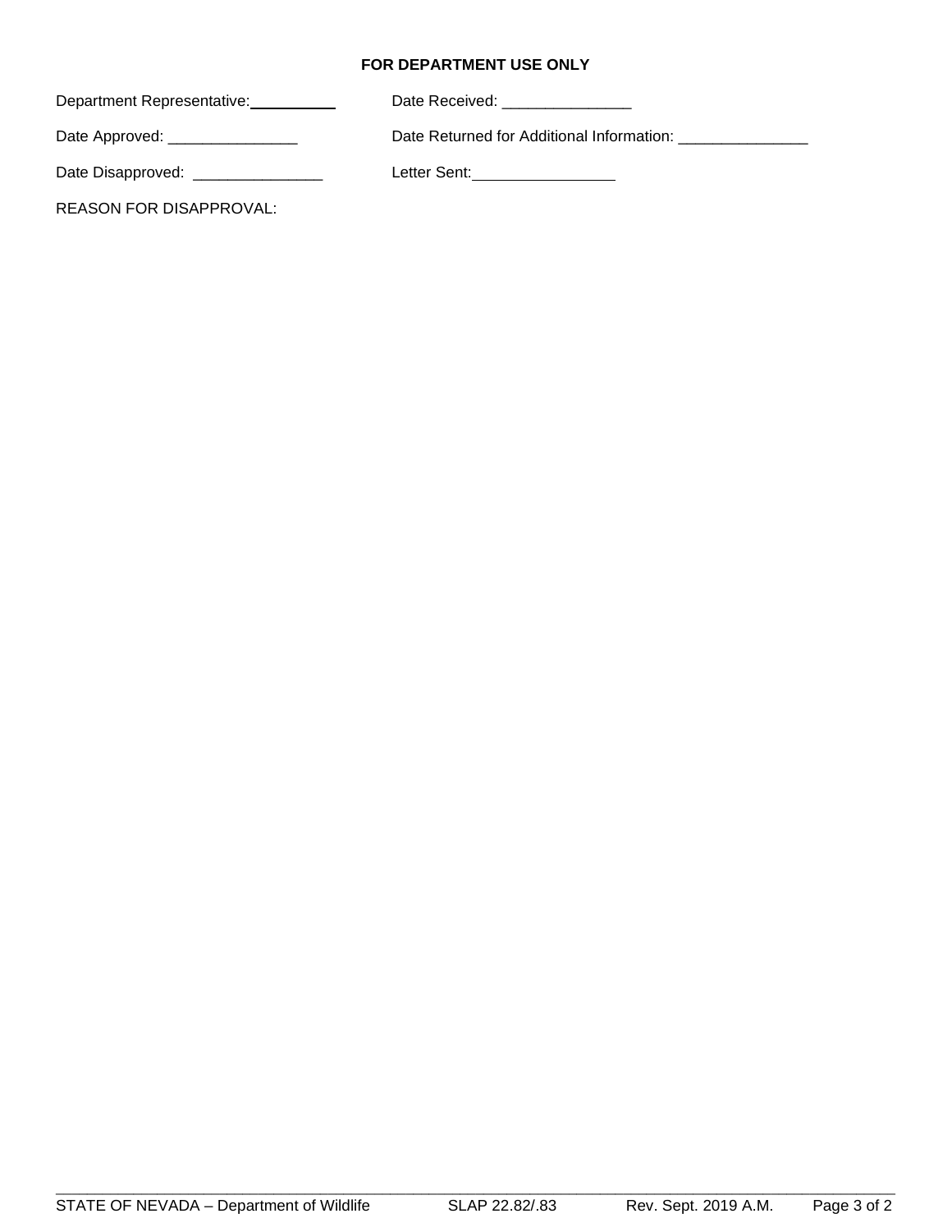**FOR DEPARTMENT USE ONLY**

Department Representative: ____________ Date Received: _______________

Date Approved: _______________ Date Returned for Additional Information: _______________

Date Disapproved: _______________ Letter Sent: _______________

REASON FOR DISAPPROVAL: